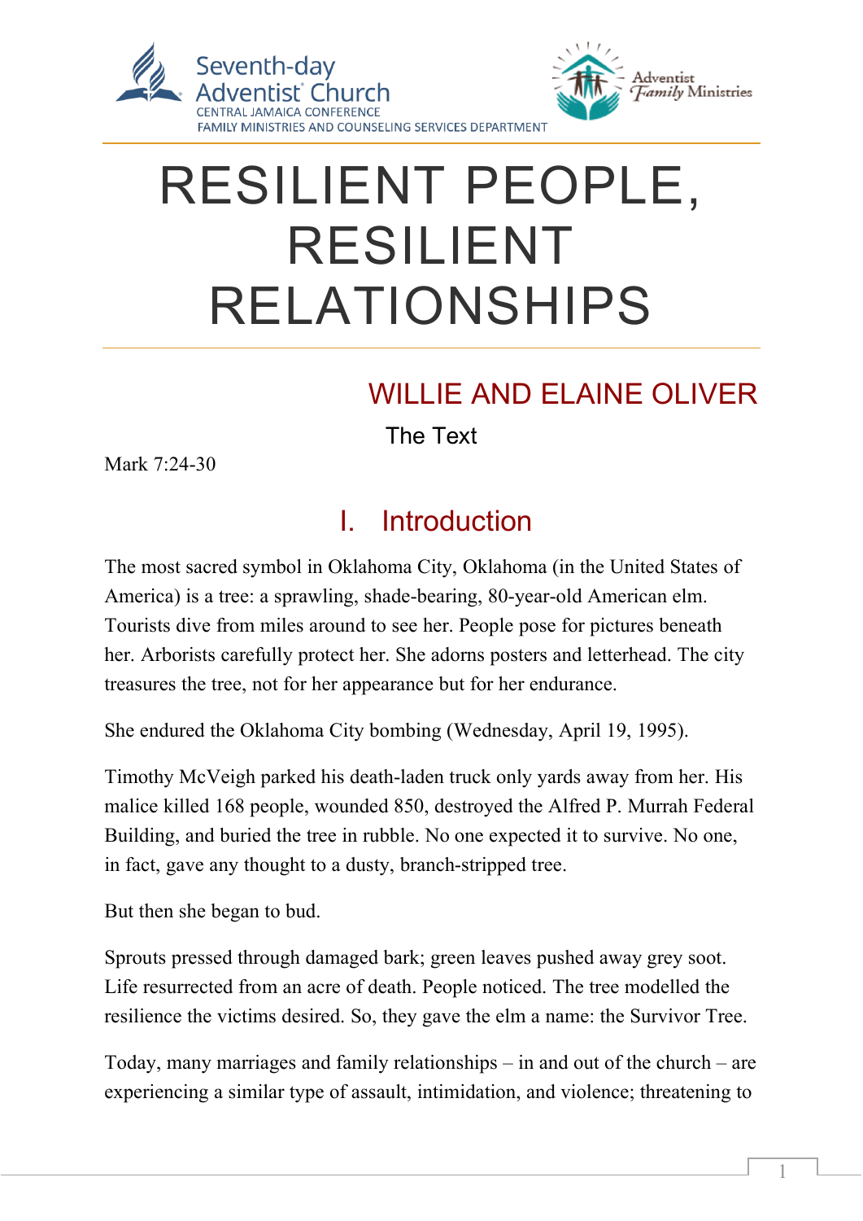Seventh-day Adventist Church
CENTRAL JAMAICA CONFERENCE
FAMILY MINISTRIES AND COUNSELING SERVICES DEPARTMENT

Adventist Family Ministries

# RESILIENT PEOPLE, RESILIENT RELATIONSHIPS

## WILLIE AND ELAINE OLIVER

The Text

Mark 7:24-30

## I. Introduction

The most sacred symbol in Oklahoma City, Oklahoma (in the United States of America) is a tree: a sprawling, shade-bearing, 80-year-old American elm. Tourists dive from miles around to see her. People pose for pictures beneath her. Arborists carefully protect her. She adorns posters and letterhead. The city treasures the tree, not for her appearance but for her endurance.

She endured the Oklahoma City bombing (Wednesday, April 19, 1995).

Timothy McVeigh parked his death-laden truck only yards away from her. His malice killed 168 people, wounded 850, destroyed the Alfred P. Murrah Federal Building, and buried the tree in rubble. No one expected it to survive. No one, in fact, gave any thought to a dusty, branch-stripped tree.

But then she began to bud.

Sprouts pressed through damaged bark; green leaves pushed away grey soot. Life resurrected from an acre of death. People noticed. The tree modelled the resilience the victims desired. So, they gave the elm a name: the Survivor Tree.

Today, many marriages and family relationships – in and out of the church – are experiencing a similar type of assault, intimidation, and violence; threatening to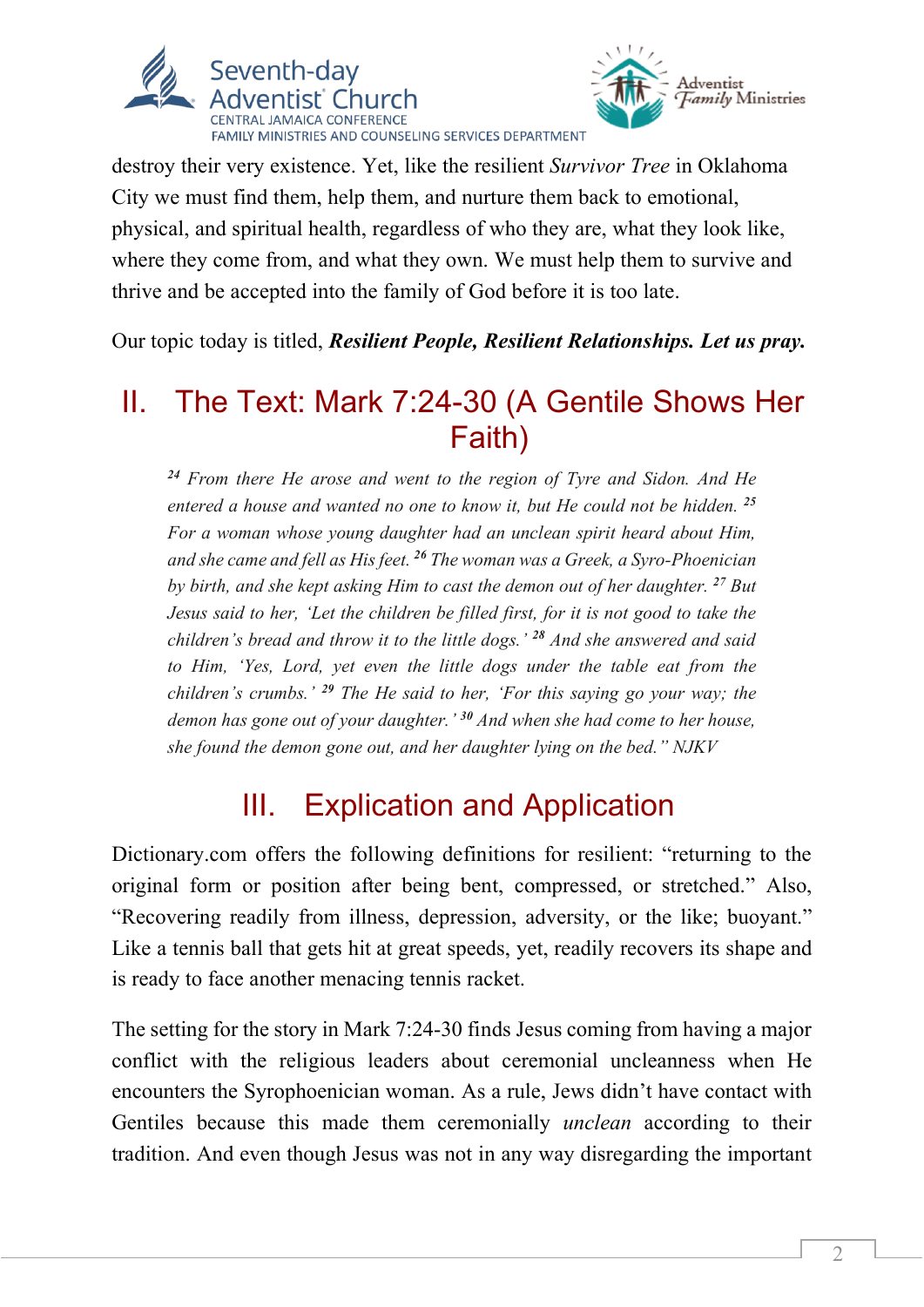destroy their very existence. Yet, like the resilient *Survivor Tree* in Oklahoma City we must find them, help them, and nurture them back to emotional, physical, and spiritual health, regardless of who they are, what they look like, where they come from, and what they own. We must help them to survive and thrive and be accepted into the family of God before it is too late.

Our topic today is titled, ***Resilient People, Resilient Relationships. Let us pray.***

## II. The Text: Mark 7:24-30 (A Gentile Shows Her Faith)

> *[24] From there He arose and went to the region of Tyre and Sidon. And He entered a house and wanted no one to know it, but He could not be hidden. [25] For a woman whose young daughter had an unclean spirit heard about Him, and she came and fell as His feet. [26] The woman was a Greek, a Syro-Phoenician by birth, and she kept asking Him to cast the demon out of her daughter. [27] But Jesus said to her, 'Let the children be filled first, for it is not good to take the children's bread and throw it to the little dogs.' [28] And she answered and said to Him, 'Yes, Lord, yet even the little dogs under the table eat from the children's crumbs.' [29] The He said to her, 'For this saying go your way; the demon has gone out of your daughter.' [30] And when she had come to her house, she found the demon gone out, and her daughter lying on the bed." NJKV*

## III. Explication and Application

Dictionary.com offers the following definitions for resilient: "returning to the original form or position after being bent, compressed, or stretched." Also, "Recovering readily from illness, depression, adversity, or the like; buoyant." Like a tennis ball that gets hit at great speeds, yet, readily recovers its shape and is ready to face another menacing tennis racket.

The setting for the story in Mark 7:24-30 finds Jesus coming from having a major conflict with the religious leaders about ceremonial uncleanness when He encounters the Syrophoenician woman. As a rule, Jews didn't have contact with Gentiles because this made them ceremonially *unclean* according to their tradition. And even though Jesus was not in any way disregarding the important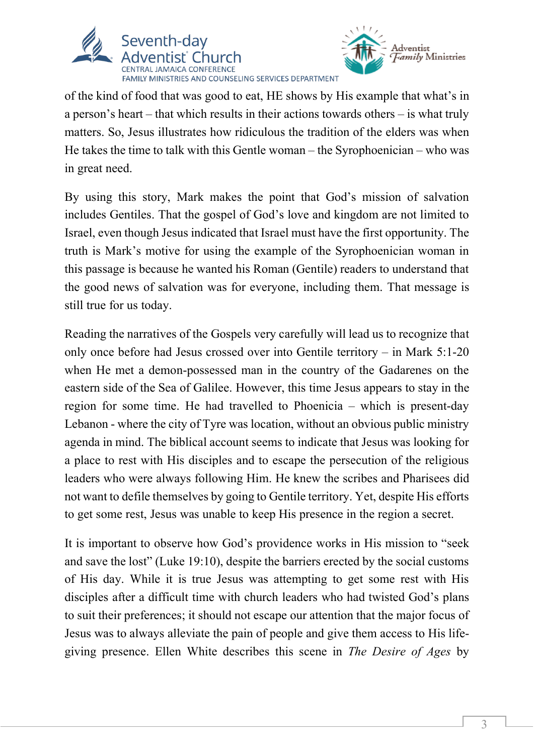of the kind of food that was good to eat, HE shows by His example that what's in a person's heart – that which results in their actions towards others – is what truly matters. So, Jesus illustrates how ridiculous the tradition of the elders was when He takes the time to talk with this Gentle woman – the Syrophoenician – who was in great need.

By using this story, Mark makes the point that God's mission of salvation includes Gentiles. That the gospel of God's love and kingdom are not limited to Israel, even though Jesus indicated that Israel must have the first opportunity. The truth is Mark's motive for using the example of the Syrophoenician woman in this passage is because he wanted his Roman (Gentile) readers to understand that the good news of salvation was for everyone, including them. That message is still true for us today.

Reading the narratives of the Gospels very carefully will lead us to recognize that only once before had Jesus crossed over into Gentile territory – in Mark 5:1-20 when He met a demon-possessed man in the country of the Gadarenes on the eastern side of the Sea of Galilee. However, this time Jesus appears to stay in the region for some time. He had travelled to Phoenicia – which is present-day Lebanon - where the city of Tyre was location, without an obvious public ministry agenda in mind. The biblical account seems to indicate that Jesus was looking for a place to rest with His disciples and to escape the persecution of the religious leaders who were always following Him. He knew the scribes and Pharisees did not want to defile themselves by going to Gentile territory. Yet, despite His efforts to get some rest, Jesus was unable to keep His presence in the region a secret.

It is important to observe how God's providence works in His mission to "seek and save the lost" (Luke 19:10), despite the barriers erected by the social customs of His day. While it is true Jesus was attempting to get some rest with His disciples after a difficult time with church leaders who had twisted God's plans to suit their preferences; it should not escape our attention that the major focus of Jesus was to always alleviate the pain of people and give them access to His life-giving presence. Ellen White describes this scene in *The Desire of Ages* by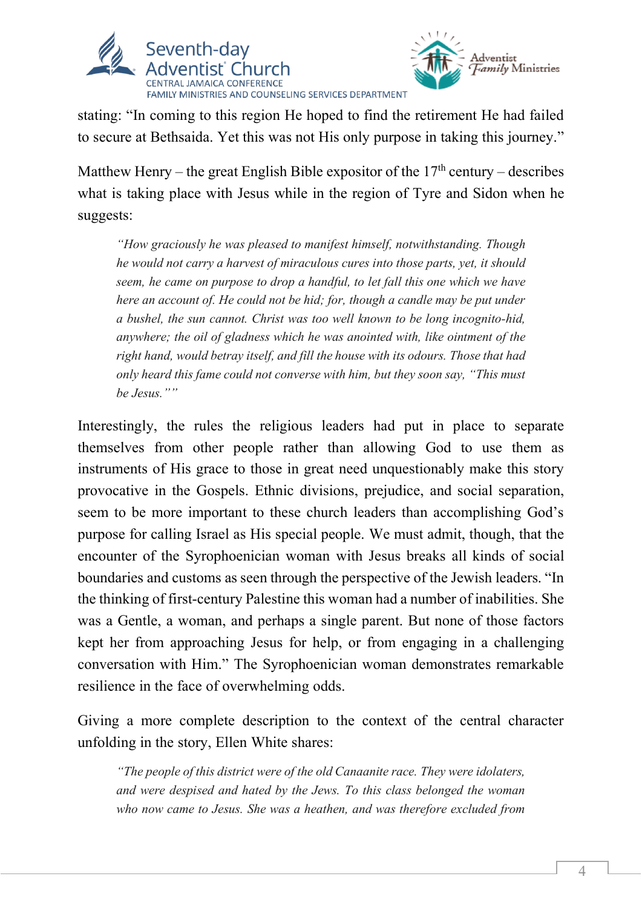stating: "In coming to this region He hoped to find the retirement He had failed to secure at Bethsaida. Yet this was not His only purpose in taking this journey."

Matthew Henry – the great English Bible expositor of the 17th century – describes what is taking place with Jesus while in the region of Tyre and Sidon when he suggests:

> *"How graciously he was pleased to manifest himself, notwithstanding. Though he would not carry a harvest of miraculous cures into those parts, yet, it should seem, he came on purpose to drop a handful, to let fall this one which we have here an account of. He could not be hid; for, though a candle may be put under a bushel, the sun cannot. Christ was too well known to be long incognito-hid, anywhere; the oil of gladness which he was anointed with, like ointment of the right hand, would betray itself, and fill the house with its odours. Those that had only heard this fame could not converse with him, but they soon say, "This must be Jesus.""*

Interestingly, the rules the religious leaders had put in place to separate themselves from other people rather than allowing God to use them as instruments of His grace to those in great need unquestionably make this story provocative in the Gospels. Ethnic divisions, prejudice, and social separation, seem to be more important to these church leaders than accomplishing God's purpose for calling Israel as His special people. We must admit, though, that the encounter of the Syrophoenician woman with Jesus breaks all kinds of social boundaries and customs as seen through the perspective of the Jewish leaders. "In the thinking of first-century Palestine this woman had a number of inabilities. She was a Gentile, a woman, and perhaps a single parent. But none of those factors kept her from approaching Jesus for help, or from engaging in a challenging conversation with Him." The Syrophoenician woman demonstrates remarkable resilience in the face of overwhelming odds.

Giving a more complete description to the context of the central character unfolding in the story, Ellen White shares:

> *"The people of this district were of the old Canaanite race. They were idolaters, and were despised and hated by the Jews. To this class belonged the woman who now came to Jesus. She was a heathen, and was therefore excluded from*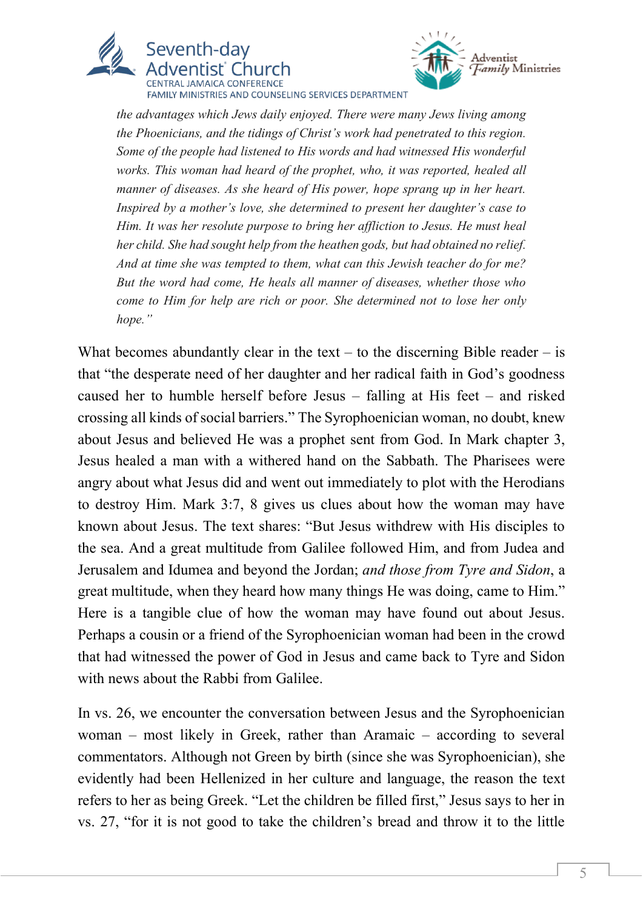*the advantages which Jews daily enjoyed. There were many Jews living among the Phoenicians, and the tidings of Christ's work had penetrated to this region. Some of the people had listened to His words and had witnessed His wonderful works. This woman had heard of the prophet, who, it was reported, healed all manner of diseases. As she heard of His power, hope sprang up in her heart. Inspired by a mother's love, she determined to present her daughter's case to Him. It was her resolute purpose to bring her affliction to Jesus. He must heal her child. She had sought help from the heathen gods, but had obtained no relief. And at time she was tempted to them, what can this Jewish teacher do for me? But the word had come, He heals all manner of diseases, whether those who come to Him for help are rich or poor. She determined not to lose her only hope."*

What becomes abundantly clear in the text – to the discerning Bible reader – is that "the desperate need of her daughter and her radical faith in God's goodness caused her to humble herself before Jesus – falling at His feet – and risked crossing all kinds of social barriers." The Syrophoenician woman, no doubt, knew about Jesus and believed He was a prophet sent from God. In Mark chapter 3, Jesus healed a man with a withered hand on the Sabbath. The Pharisees were angry about what Jesus did and went out immediately to plot with the Herodians to destroy Him. Mark 3:7, 8 gives us clues about how the woman may have known about Jesus. The text shares: "But Jesus withdrew with His disciples to the sea. And a great multitude from Galilee followed Him, and from Judea and Jerusalem and Idumea and beyond the Jordan; *and those from Tyre and Sidon*, a great multitude, when they heard how many things He was doing, came to Him." Here is a tangible clue of how the woman may have found out about Jesus. Perhaps a cousin or a friend of the Syrophoenician woman had been in the crowd that had witnessed the power of God in Jesus and came back to Tyre and Sidon with news about the Rabbi from Galilee.

In vs. 26, we encounter the conversation between Jesus and the Syrophoenician woman – most likely in Greek, rather than Aramaic – according to several commentators. Although not Green by birth (since she was Syrophoenician), she evidently had been Hellenized in her culture and language, the reason the text refers to her as being Greek. "Let the children be filled first," Jesus says to her in vs. 27, "for it is not good to take the children's bread and throw it to the little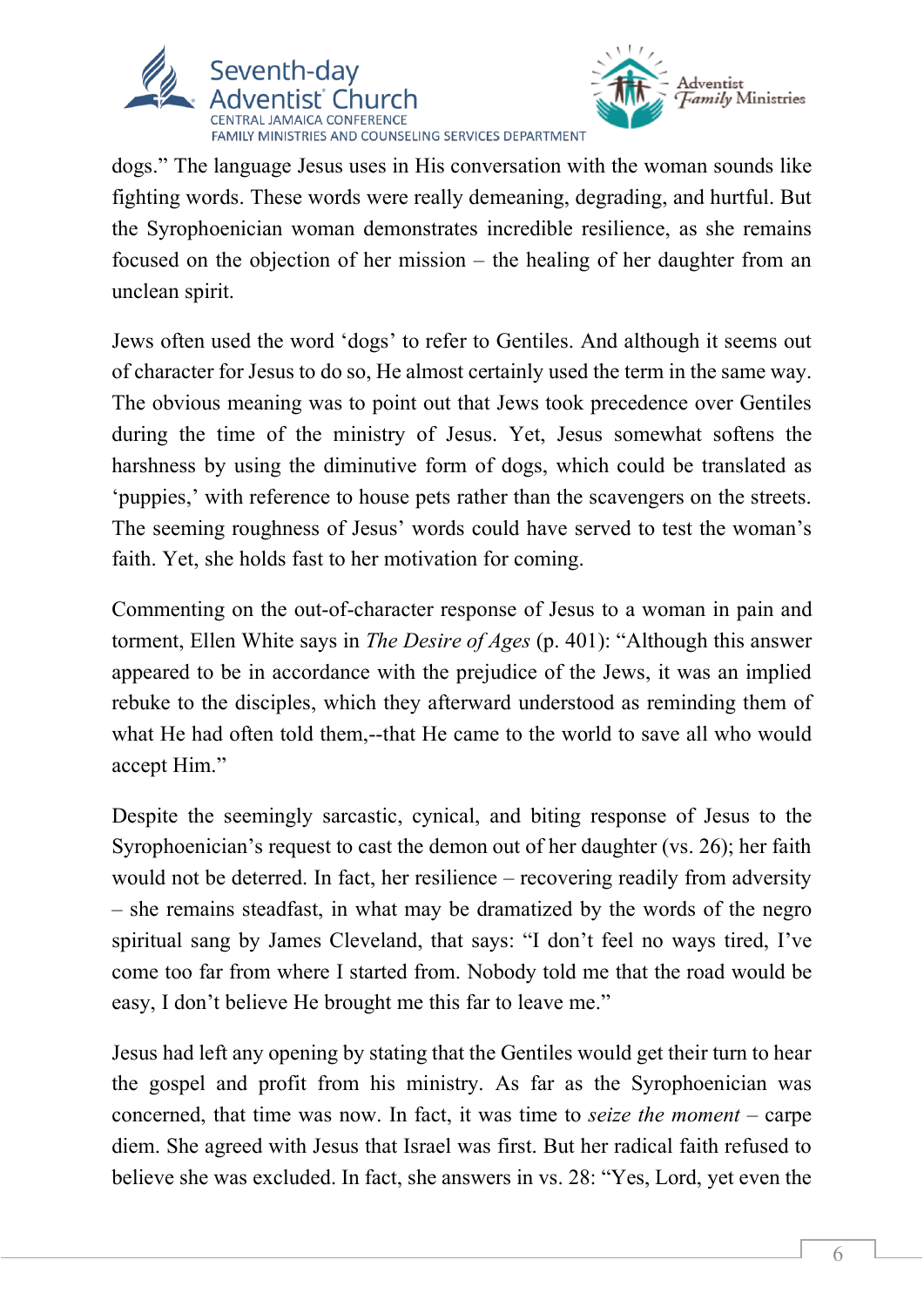dogs." The language Jesus uses in His conversation with the woman sounds like fighting words. These words were really demeaning, degrading, and hurtful. But the Syrophoenician woman demonstrates incredible resilience, as she remains focused on the objection of her mission – the healing of her daughter from an unclean spirit.

Jews often used the word 'dogs' to refer to Gentiles. And although it seems out of character for Jesus to do so, He almost certainly used the term in the same way. The obvious meaning was to point out that Jews took precedence over Gentiles during the time of the ministry of Jesus. Yet, Jesus somewhat softens the harshness by using the diminutive form of dogs, which could be translated as 'puppies,' with reference to house pets rather than the scavengers on the streets. The seeming roughness of Jesus' words could have served to test the woman's faith. Yet, she holds fast to her motivation for coming.

Commenting on the out-of-character response of Jesus to a woman in pain and torment, Ellen White says in *The Desire of Ages* (p. 401): "Although this answer appeared to be in accordance with the prejudice of the Jews, it was an implied rebuke to the disciples, which they afterward understood as reminding them of what He had often told them,--that He came to the world to save all who would accept Him."

Despite the seemingly sarcastic, cynical, and biting response of Jesus to the Syrophoenician's request to cast the demon out of her daughter (vs. 26); her faith would not be deterred. In fact, her resilience – recovering readily from adversity – she remains steadfast, in what may be dramatized by the words of the negro spiritual sang by James Cleveland, that says: "I don't feel no ways tired, I've come too far from where I started from. Nobody told me that the road would be easy, I don't believe He brought me this far to leave me."

Jesus had left any opening by stating that the Gentiles would get their turn to hear the gospel and profit from his ministry. As far as the Syrophoenician was concerned, that time was now. In fact, it was time to *seize the moment* – carpe diem. She agreed with Jesus that Israel was first. But her radical faith refused to believe she was excluded. In fact, she answers in vs. 28: "Yes, Lord, yet even the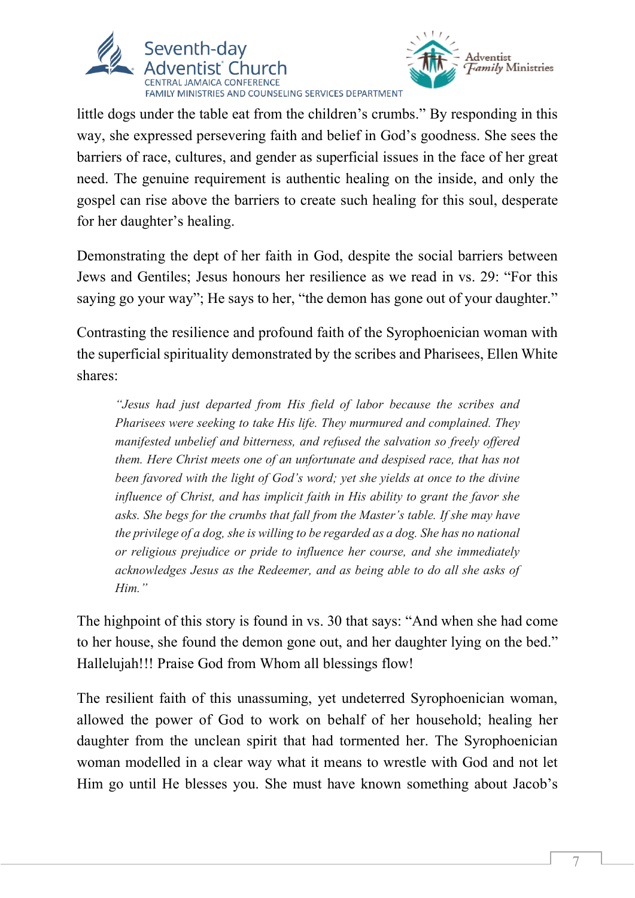little dogs under the table eat from the children's crumbs." By responding in this way, she expressed persevering faith and belief in God's goodness. She sees the barriers of race, cultures, and gender as superficial issues in the face of her great need. The genuine requirement is authentic healing on the inside, and only the gospel can rise above the barriers to create such healing for this soul, desperate for her daughter's healing.

Demonstrating the dept of her faith in God, despite the social barriers between Jews and Gentiles; Jesus honours her resilience as we read in vs. 29: "For this saying go your way"; He says to her, "the demon has gone out of your daughter."

Contrasting the resilience and profound faith of the Syrophoenician woman with the superficial spirituality demonstrated by the scribes and Pharisees, Ellen White shares:

> *"Jesus had just departed from His field of labor because the scribes and Pharisees were seeking to take His life. They murmured and complained. They manifested unbelief and bitterness, and refused the salvation so freely offered them. Here Christ meets one of an unfortunate and despised race, that has not been favored with the light of God's word; yet she yields at once to the divine influence of Christ, and has implicit faith in His ability to grant the favor she asks. She begs for the crumbs that fall from the Master's table. If she may have the privilege of a dog, she is willing to be regarded as a dog. She has no national or religious prejudice or pride to influence her course, and she immediately acknowledges Jesus as the Redeemer, and as being able to do all she asks of Him."*

The highpoint of this story is found in vs. 30 that says: "And when she had come to her house, she found the demon gone out, and her daughter lying on the bed." Hallelujah!!! Praise God from Whom all blessings flow!

The resilient faith of this unassuming, yet undeterred Syrophoenician woman, allowed the power of God to work on behalf of her household; healing her daughter from the unclean spirit that had tormented her. The Syrophoenician woman modelled in a clear way what it means to wrestle with God and not let Him go until He blesses you. She must have known something about Jacob's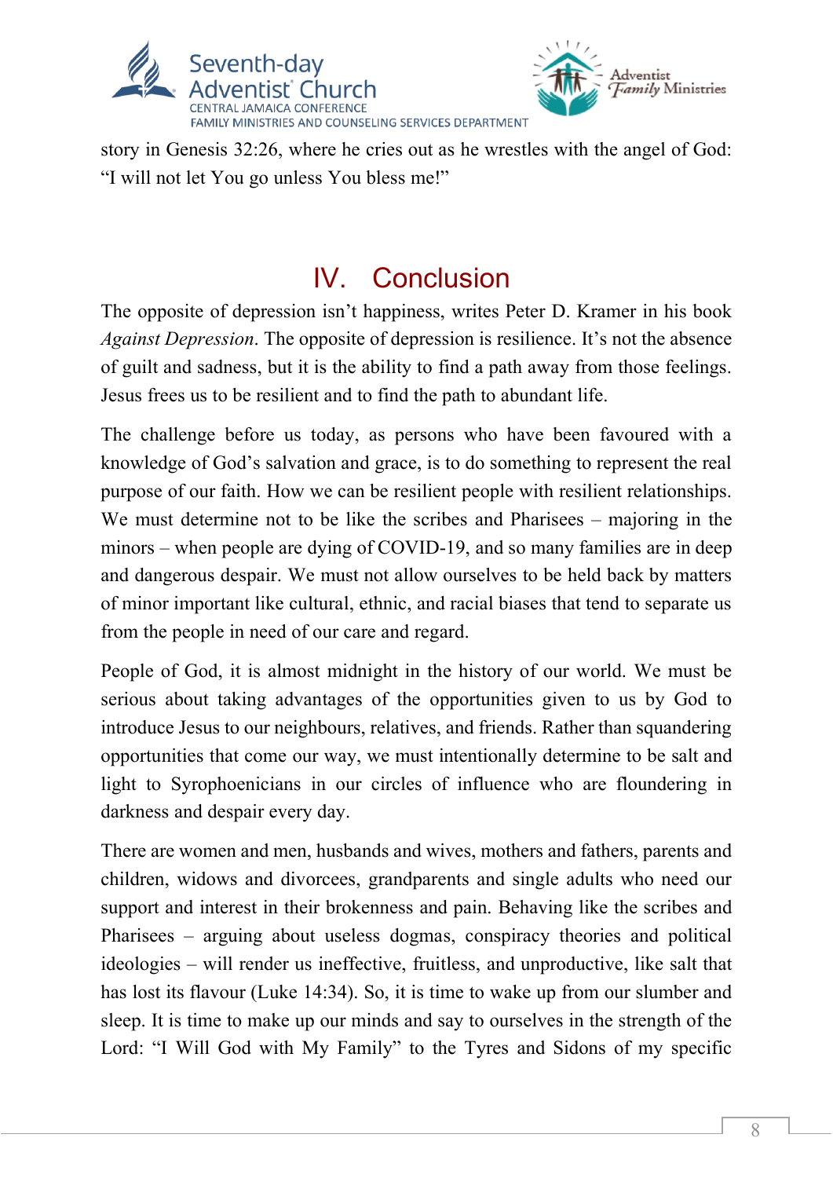story in Genesis 32:26, where he cries out as he wrestles with the angel of God: "I will not let You go unless You bless me!"

## IV. Conclusion

The opposite of depression isn't happiness, writes Peter D. Kramer in his book *Against Depression*. The opposite of depression is resilience. It's not the absence of guilt and sadness, but it is the ability to find a path away from those feelings. Jesus frees us to be resilient and to find the path to abundant life.

The challenge before us today, as persons who have been favoured with a knowledge of God's salvation and grace, is to do something to represent the real purpose of our faith. How we can be resilient people with resilient relationships. We must determine not to be like the scribes and Pharisees – majoring in the minors – when people are dying of COVID-19, and so many families are in deep and dangerous despair. We must not allow ourselves to be held back by matters of minor important like cultural, ethnic, and racial biases that tend to separate us from the people in need of our care and regard.

People of God, it is almost midnight in the history of our world. We must be serious about taking advantages of the opportunities given to us by God to introduce Jesus to our neighbours, relatives, and friends. Rather than squandering opportunities that come our way, we must intentionally determine to be salt and light to Syrophoenicians in our circles of influence who are floundering in darkness and despair every day.

There are women and men, husbands and wives, mothers and fathers, parents and children, widows and divorcees, grandparents and single adults who need our support and interest in their brokenness and pain. Behaving like the scribes and Pharisees – arguing about useless dogmas, conspiracy theories and political ideologies – will render us ineffective, fruitless, and unproductive, like salt that has lost its flavour (Luke 14:34). So, it is time to wake up from our slumber and sleep. It is time to make up our minds and say to ourselves in the strength of the Lord: "I Will God with My Family" to the Tyres and Sidons of my specific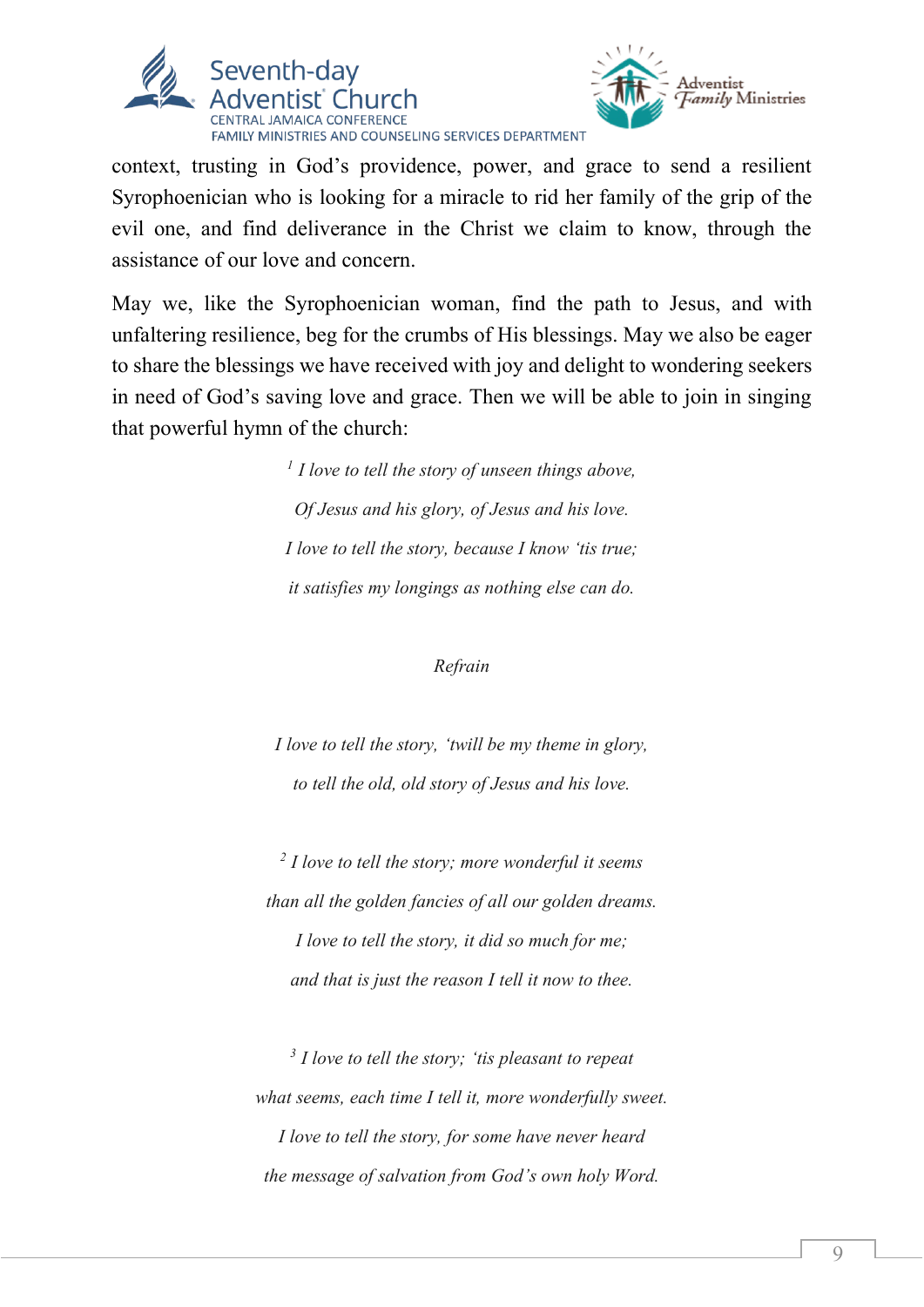context, trusting in God's providence, power, and grace to send a resilient Syrophoenician who is looking for a miracle to rid her family of the grip of the evil one, and find deliverance in the Christ we claim to know, through the assistance of our love and concern.

May we, like the Syrophoenician woman, find the path to Jesus, and with unfaltering resilience, beg for the crumbs of His blessings. May we also be eager to share the blessings we have received with joy and delight to wondering seekers in need of God's saving love and grace. Then we will be able to join in singing that powerful hymn of the church:

*[1] I love to tell the story of unseen things above,*

*Of Jesus and his glory, of Jesus and his love.*

*I love to tell the story, because I know 'tis true;*

*it satisfies my longings as nothing else can do.*

*Refrain*

*I love to tell the story, 'twill be my theme in glory,*

*to tell the old, old story of Jesus and his love.*

*[2] I love to tell the story; more wonderful it seems*

*than all the golden fancies of all our golden dreams.*

*I love to tell the story, it did so much for me;*

*and that is just the reason I tell it now to thee.*

*[3] I love to tell the story; 'tis pleasant to repeat*

*what seems, each time I tell it, more wonderfully sweet.*

*I love to tell the story, for some have never heard*

*the message of salvation from God's own holy Word.*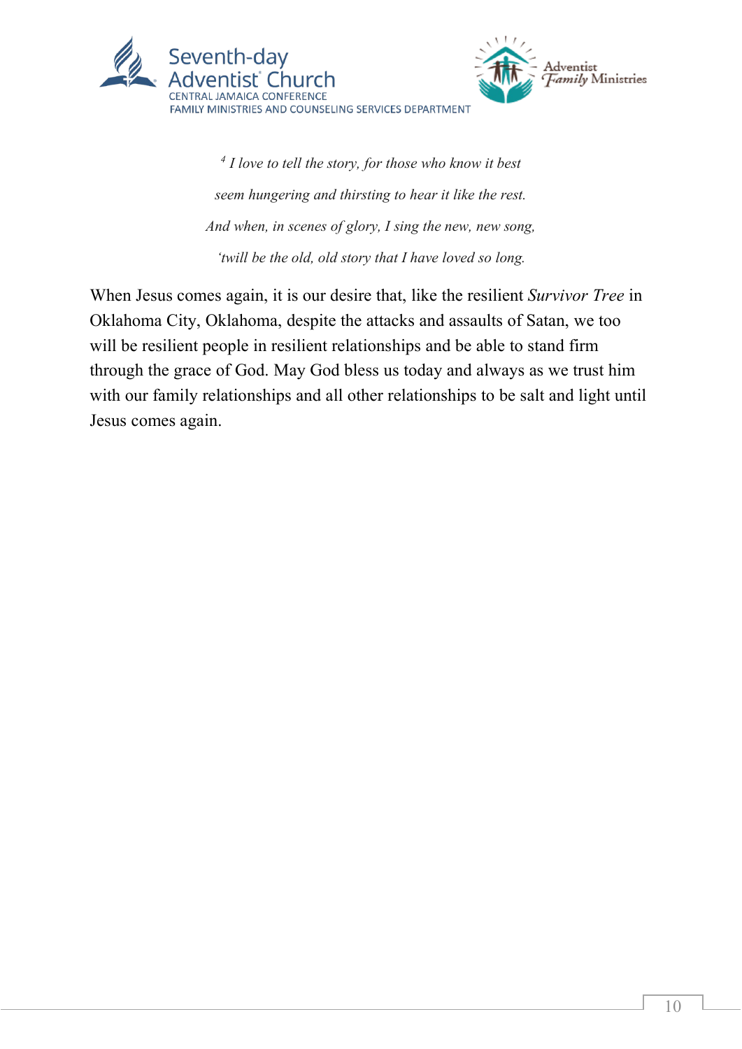*[4] I love to tell the story, for those who know it best*

*seem hungering and thirsting to hear it like the rest.*

*And when, in scenes of glory, I sing the new, new song,*

*'twill be the old, old story that I have loved so long.*

When Jesus comes again, it is our desire that, like the resilient *Survivor Tree* in Oklahoma City, Oklahoma, despite the attacks and assaults of Satan, we too will be resilient people in resilient relationships and be able to stand firm through the grace of God. May God bless us today and always as we trust him with our family relationships and all other relationships to be salt and light until Jesus comes again.